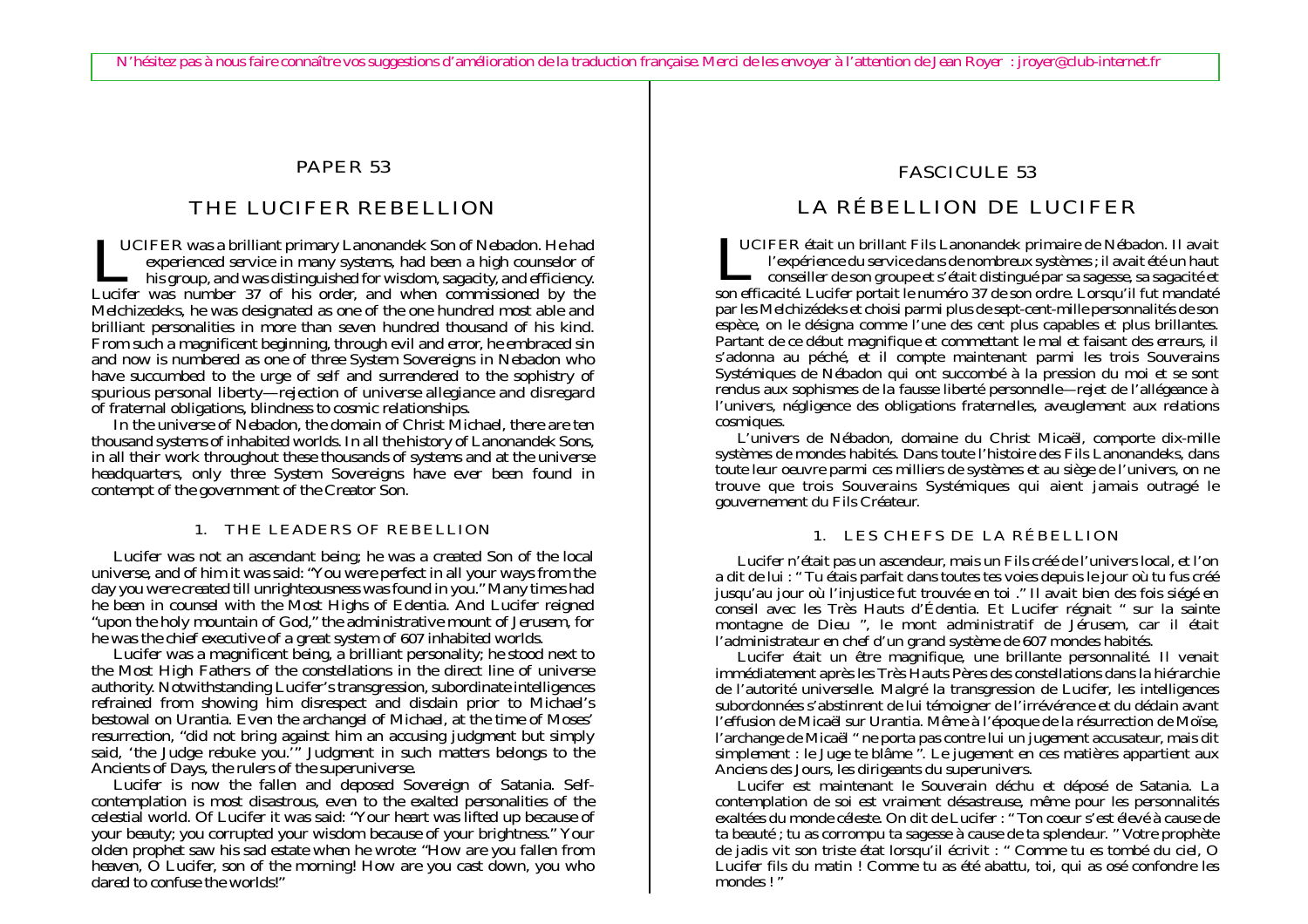N'hésitez pas à nous faire connaître vos suggestions d'amélioration de la traduction française. Merci de les envoyer à l'attention de Jean Royer : jroyer@club-internet.fr

PAPER 53

# THE LUCIFER REBELLION

LUCIFER was a brilliant primary Lanonandek Son of Nebadon. He had experienced service in many systems, had been a high counselor of his group, and was distinguished for wisdom, sagacity, and efficiency. Lucifer was number 37 of his order, and when commissioned by the Melchizedeks, he was designated as one of the one hundred most able and brilliant personalities in more than seven hundred thousand of his kind. From such a magnificent beginning, through evil and error, he embraced sin and now is numbered as one of three System Sovereigns in Nebadon who have succumbed to the urge of self and surrendered to the sophistry of spurious personal liberty—rejection of universe allegiance and disregard of fraternal obligations, blindness to cosmic relationships.

In the universe of Nebadon, the domain of Christ Michael, there are ten thousand systems of inhabited worlds. In all the history of Lanonandek Sons, in all their work throughout these thousands of systems and at the universe headquarters, only three System Sovereigns have ever been found in contempt of the government of the Creator Son.

## 1. THE LEADERS OF REBELLION

Lucifer was not an ascendant being; he was a created Son of the local universe, and of him it was said: "You were perfect in all your ways from the day you were created till unrighteousness was found in you." Many times had he been in counsel with the Most Highs of Edentia. And Lucifer reigned "upon the holy mountain of God," the administrative mount of Jerusem, for he was the chief executive of a great system of 607 inhabited worlds.

Lucifer was a magnificent being, a brilliant personality; he stood next to the Most High Fathers of the constellations in the direct line of universe authority. Notwithstanding Lucifer's transgression, subordinate intelligences refrained from showing him disrespect and disdain prior to Michael's bestowal on Urantia. Even the archangel of Michael, at the time of Moses' resurrection, "did not bring against him an accusing judgment but simply said, 'the Judge rebuke you.'" Judgment in such matters belongs to the Ancients of Days, the rulers of the superuniverse.

Lucifer is now the fallen and deposed Sovereign of Satania. Self-contemplation is most disastrous, even to the exalted personalities of the celestial world. Of Lucifer it was said: "Your heart was lifted up because of your beauty; you corrupted your wisdom because of your brightness." Your olden prophet saw his sad estate when he wrote: "How are you fallen from heaven, O Lucifer, son of the morning! How are you cast down, you who dared to confuse the worlds!"

FASCICULE 53

# LA RÉBELLION DE LUCIFER

LUCIFER était un brillant Fils Lanonandek primaire de Nébadon. Il avait l'expérience du service dans de nombreux systèmes ; il avait été un haut conseiller de son groupe et s'était distingué par sa sagesse, sa sagacité et son efficacité. Lucifer portait le numéro 37 de son ordre. Lorsqu'il fut mandaté par les Melchizédeks et choisi parmi plus de sept-cent-mille personnalités de son espèce, on le désigna comme l'une des cent plus capables et plus brillantes. Partant de ce début magnifique et commettant le mal et faisant des erreurs, il s'adonna au péché, et il compte maintenant parmi les trois Souverains Systémiques de Nébadon qui ont succombé à la pression du moi et se sont rendus aux sophismes de la fausse liberté personnelle—rejet de l'allégeance à l'univers, négligence des obligations fraternelles, aveuglement aux relations cosmiques.

L'univers de Nébadon, domaine du Christ Micaël, comporte dix-mille systèmes de mondes habités. Dans toute l'histoire des Fils Lanonandeks, dans toute leur oeuvre parmi ces milliers de systèmes et au siège de l'univers, on ne trouve que trois Souverains Systémiques qui aient jamais outragé le gouvernement du Fils Créateur.

## 1. LES CHEFS DE LA RÉBELLION

Lucifer n'était pas un ascendeur, mais un Fils créé de l'univers local, et l'on a dit de lui : " Tu étais parfait dans toutes tes voies depuis le jour où tu fus créé jusqu'au jour où l'injustice fut trouvée en toi ." Il avait bien des fois siégé en conseil avec les Très Hauts d'Édentia. Et Lucifer régnait " sur la sainte montagne de Dieu ", le mont administratif de Jérusem, car il était l'administrateur en chef d'un grand système de 607 mondes habités.

Lucifer était un être magnifique, une brillante personnalité. Il venait immédiatement après les Très Hauts Pères des constellations dans la hiérarchie de l'autorité universelle. Malgré la transgression de Lucifer, les intelligences subordonnées s'abstinrent de lui témoigner de l'irrévérence et du dédain avant l'effusion de Micaël sur Urantia. Même à l'époque de la résurrection de Moïse, l'archange de Micaël " ne porta pas contre lui un jugement accusateur, mais dit simplement : le Juge te blâme ". Le jugement en ces matières appartient aux Anciens des Jours, les dirigeants du superunivers.

Lucifer est maintenant le Souverain déchu et déposé de Satania. La contemplation de soi est vraiment désastreuse, même pour les personnalités exaltées du monde céleste. On dit de Lucifer : " Ton coeur s'est élevé à cause de ta beauté ; tu as corrompu ta sagesse à cause de ta splendeur. " Votre prophète de jadis vit son triste état lorsqu'il écrivit : " Comme tu es tombé du ciel, O Lucifer fils du matin ! Comme tu as été abattu, toi, qui as osé confondre les mondes ! "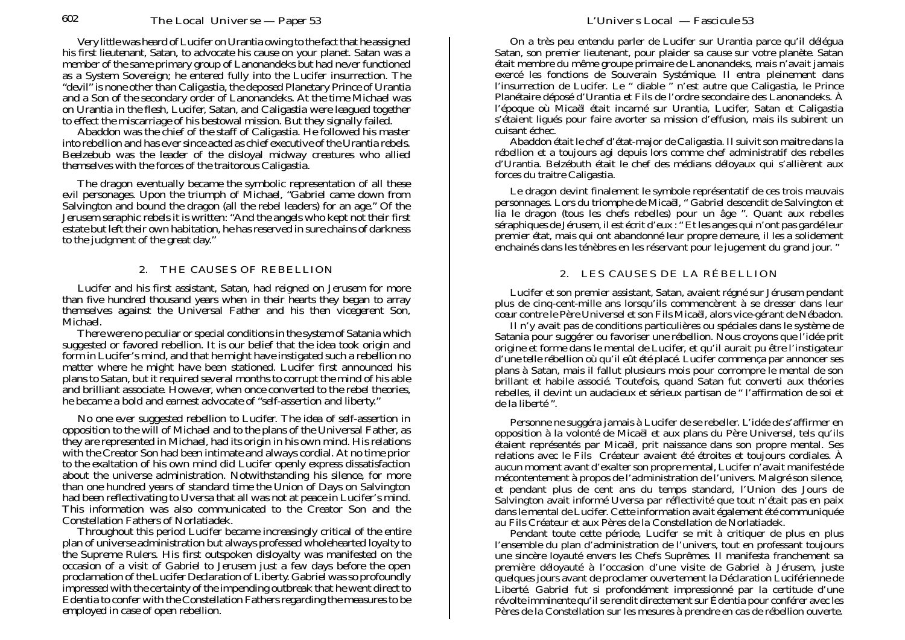Very little was heard of Lucifer on Urantia owing to the fact that he assigned his first lieutenant, Satan, to advocate his cause on your planet. Satan was a member of the same primary group of Lanonandeks but had never functioned as a System Sovereign; he entered fully into the Lucifer insurrection. The "devil" is none other than Caligastia, the deposed Planetary Prince of Urantia and a Son of the secondary order of Lanonandeks. At the time Michael was on Urantia in the flesh, Lucifer, Satan, and Caligastia were leagued together to effect the miscarriage of his bestowal mission. But they signally failed.

Abaddon was the chief of the staff of Caligastia. He followed his master into rebellion and has ever since acted as chief executive of the Urantia rebels. Beelzebub was the leader of the disloyal midway creatures who allied themselves with the forces of the traitorous Caligastia.

The dragon eventually became the symbolic representation of all these evil personages. Upon the triumph of Michael, "Gabriel came down from Salvington and bound the dragon (all the rebel leaders) for an age." Of the Jerusem seraphic rebels it is written: "And the angels who kept not their first estate but left their own habitation, he has reserved in sure chains of darkness to the judgment of the great day."

## 2. THE CAUSES OF REBELLION

Lucifer and his first assistant, Satan, had reigned on Jerusem for more than five hundred thousand years when in their hearts they began to array themselves against the Universal Father and his then vicegerent Son, Michael.

There were no peculiar or special conditions in the system of Satania which suggested or favored rebellion. It is our belief that the idea took origin and form in Lucifer's mind, and that he might have instigated such a rebellion no matter where he might have been stationed. Lucifer first announced his plans to Satan, but it required several months to corrupt the mind of his able and brilliant associate. However, when once converted to the rebel theories, he became a bold and earnest advocate of "self-assertion and liberty."

No one ever suggested rebellion to Lucifer. The idea of self-assertion in opposition to the will of Michael and to the plans of the Universal Father, as they are represented in Michael, had its origin in his own mind. His relations with the Creator Son had been intimate and always cordial. At no time prior to the exaltation of his own mind did Lucifer openly express dissatisfaction about the universe administration. Notwithstanding his silence, for more than one hundred years of standard time the Union of Days on Salvington had been reflectivating to Uversa that all was not at peace in Lucifer's mind. This information was also communicated to the Creator Son and the Constellation Fathers of Norlatiadek.

Throughout this period Lucifer became increasingly critical of the entire plan of universe administration but always professed wholehearted loyalty to the Supreme Rulers. His first outspoken disloyalty was manifested on the occasion of a visit of Gabriel to Jerusem just a few days before the open proclamation of the Lucifer Declaration of Liberty. Gabriel was so profoundly impressed with the certainty of the impending outbreak that he went direct to Edentia to confer with the Constellation Fathers regarding the measures to be employed in case of open rebellion.

On a très peu entendu parler de Lucifer sur Urantia parce qu'il délégua Satan, son premier lieutenant, pour plaider sa cause sur votre planète. Satan était membre du même groupe primaire de Lanonandeks, mais n'avait jamais exercé les fonctions de Souverain Systémique. Il entra pleinement dans l'insurrection de Lucifer. Le " diable " n'est autre que Caligastia, le Prince Planétaire déposé d'Urantia et Fils de l'ordre secondaire des Lanonandeks. À l'époque où Micaël était incarné sur Urantia, Lucifer, Satan et Caligastia s'étaient ligués pour faire avorter sa mission d'effusion, mais ils subirent un cuisant échec.

Abaddon était le chef d'état-major de Caligastia. Il suivit son maitre dans la rébellion et a toujours agi depuis lors comme chef administratif des rebelles d'Urantia. Belzébuth était le chef des médians déloyaux qui s'allièrent aux forces du traitre Caligastia.

Le dragon devint finalement le symbole représentatif de ces trois mauvais personnages. Lors du triomphe de Micaël, " Gabriel descendit de Salvington et lia le dragon (tous les chefs rebelles) pour un âge ". Quant aux rebelles séraphiques de Jérusem, il est écrit d'eux : " Et les anges qui n'ont pas gardé leur premier état, mais qui ont abandonné leur propre demeure, il les a solidement enchainés dans les ténèbres en les réservant pour le jugement du grand jour. "

## 2. LES CAUSES DE LA RÉBELLION

Lucifer et son premier assistant, Satan, avaient régné sur Jérusem pendant plus de cinq-cent-mille ans lorsqu'ils commencèrent à se dresser dans leur cœur contre le Père Universel et son Fils Micaël, alors vice-gérant de Nébadon.

Il n'y avait pas de conditions particulières ou spéciales dans le système de Satania pour suggérer ou favoriser une rébellion. Nous croyons que l'idée prit origine et forme dans le mental de Lucifer, et qu'il aurait pu être l'instigateur d'une telle rébellion où qu'il eût été placé. Lucifer commença par annoncer ses plans à Satan, mais il fallut plusieurs mois pour corrompre le mental de son brillant et habile associé. Toutefois, quand Satan fut converti aux théories rebelles, il devint un audacieux et sérieux partisan de " l'affirmation de soi et de la liberté ".

Personne ne suggéra jamais à Lucifer de se rebeller. L'idée de s'affirmer en opposition à la volonté de Micaël et aux plans du Père Universel, tels qu'ils étaient représentés par Micaël, prit naissance dans son propre mental. Ses relations avec le Fils Créateur avaient été étroites et toujours cordiales. À aucun moment avant d'exalter son propre mental, Lucifer n'avait manifesté de mécontentement à propos de l'administration de l'univers. Malgré son silence, et pendant plus de cent ans du temps standard, l'Union des Jours de Salvington avait informé Uversa par réflectivité que tout n'était pas en paix dans le mental de Lucifer. Cette information avait également été communiquée au Fils Créateur et aux Pères de la Constellation de Norlatiadek.

Pendant toute cette période, Lucifer se mit à critiquer de plus en plus l'ensemble du plan d'administration de l'univers, tout en professant toujours une sincère loyauté envers les Chefs Suprêmes. Il manifesta franchement sa première déloyauté à l'occasion d'une visite de Gabriel à Jérusem, juste quelques jours avant de proclamer ouvertement la Déclaration Luciférienne de Liberté. Gabriel fut si profondément impressionné par la certitude d'une révolte imminente qu'il se rendit directement sur Édentia pour conférer avec les Pères de la Constellation sur les mesures à prendre en cas de rébellion ouverte.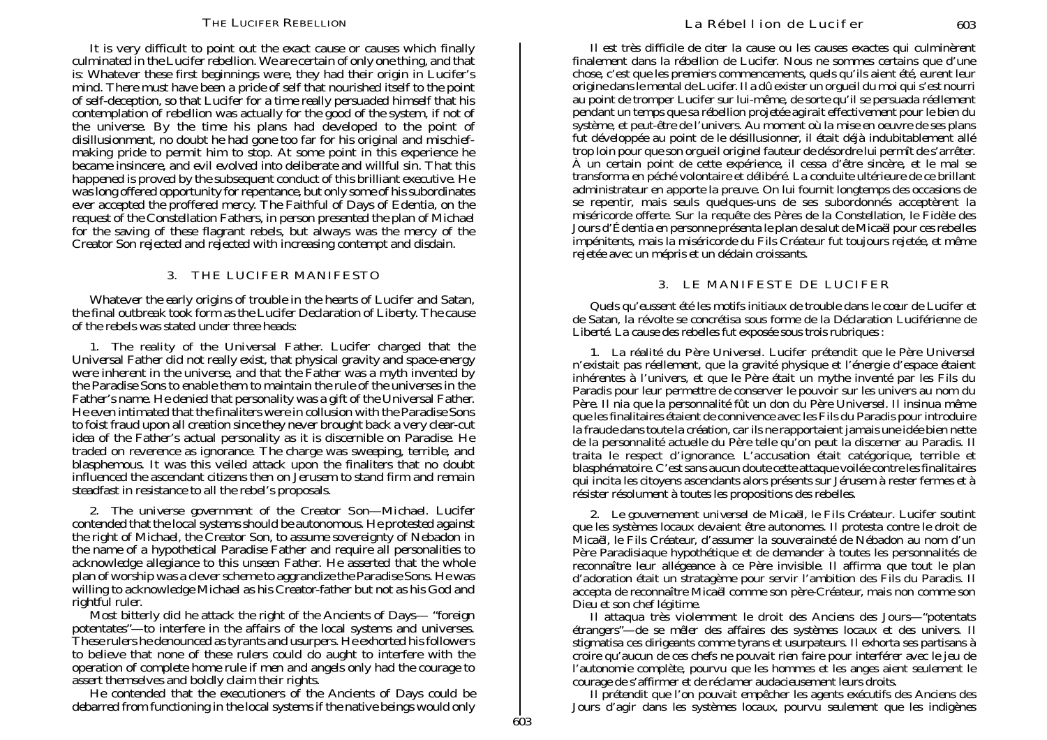It is very difficult to point out the exact cause or causes which finally culminated in the Lucifer rebellion. We are certain of only one thing, and that is: Whatever these first beginnings were, they had their origin in Lucifer's mind. There must have been a pride of self that nourished itself to the point of self-deception, so that Lucifer for a time really persuaded himself that his contemplation of rebellion was actually for the good of the system, if not of the universe. By the time his plans had developed to the point of disillusionment, no doubt he had gone too far for his original and mischief-making pride to permit him to stop. At some point in this experience he became insincere, and evil evolved into deliberate and willful sin. That this happened is proved by the subsequent conduct of this brilliant executive. He was long offered opportunity for repentance, but only some of his subordinates ever accepted the proffered mercy. The Faithful of Days of Edentia, on the request of the Constellation Fathers, in person presented the plan of Michael for the saving of these flagrant rebels, but always was the mercy of the Creator Son rejected and rejected with increasing contempt and disdain.

## 3. THE LUCIFER MANIFESTO

Whatever the early origins of trouble in the hearts of Lucifer and Satan, the final outbreak took form as the Lucifer Declaration of Liberty. The cause of the rebels was stated under three heads:

1. *The reality of the Universal Father.* Lucifer charged that the Universal Father did not really exist, that physical gravity and space-energy were inherent in the universe, and that the Father was a myth invented by the Paradise Sons to enable them to maintain the rule of the universes in the Father's name. He denied that personality was a gift of the Universal Father. He even intimated that the finaliters were in collusion with the Paradise Sons to foist fraud upon all creation since they never brought back a very clear-cut idea of the Father's actual personality as it is discernible on Paradise. He traded on reverence as ignorance. The charge was sweeping, terrible, and blasphemous. It was this veiled attack upon the finaliters that no doubt influenced the ascendant citizens then on Jerusem to stand firm and remain steadfast in resistance to all the rebel's proposals.

2. *The universe government of the Creator Son—Michael.* Lucifer contended that the local systems should be autonomous. He protested against the right of Michael, the Creator Son, to assume sovereignty of Nebadon in the name of a hypothetical Paradise Father and require all personalities to acknowledge allegiance to this unseen Father. He asserted that the whole plan of worship was a clever scheme to aggrandize the Paradise Sons. He was willing to acknowledge Michael as his Creator-father but not as his God and rightful ruler.

Most bitterly did he attack the right of the Ancients of Days— "foreign potentates"—to interfere in the affairs of the local systems and universes. These rulers he denounced as tyrants and usurpers. He exhorted his followers to believe that none of these rulers could do aught to interfere with the operation of complete home rule if men and angels only had the courage to assert themselves and boldly claim their rights.

He contended that the executioners of the Ancients of Days could be debarred from functioning in the local systems if the native beings would only

Il est très difficile de citer la cause ou les causes exactes qui culminèrent finalement dans la rébellion de Lucifer. Nous ne sommes certains que d'une chose, c'est que les premiers commencements, quels qu'ils aient été, eurent leur origine dans le mental de Lucifer. Il a dû exister un orgueil du moi qui s'est nourri au point de tromper Lucifer sur lui-même, de sorte qu'il se persuada réellement pendant un temps que sa rébellion projetée agirait effectivement pour le bien du système, et peut-être de l'univers. Au moment où la mise en oeuvre de ses plans fut développée au point de le désillusionner, il était déjà indubitablement allé trop loin pour que son orgueil originel fauteur de désordre lui permît de s'arrêter. À un certain point de cette expérience, il cessa d'être sincère, et le mal se transforma en péché volontaire et délibéré. La conduite ultérieure de ce brillant administrateur en apporte la preuve. On lui fournit longtemps des occasions de se repentir, mais seuls quelques-uns de ses subordonnés acceptèrent la miséricorde offerte. Sur la requête des Pères de la Constellation, le Fidèle des Jours d'Édentia en personne présenta le plan de salut de Micaël pour ces rebelles impénitents, mais la miséricorde du Fils Créateur fut toujours rejetée, et même rejetée avec un mépris et un dédain croissants.

## 3. LE MANIFESTE DE LUCIFER

Quels qu'eussent été les motifs initiaux de trouble dans le cœur de Lucifer et de Satan, la révolte se concrétisa sous forme de la Déclaration Luciférienne de Liberté. La cause des rebelles fut exposée sous trois rubriques :

1. *La réalité du Père Universel.* Lucifer prétendit que le Père Universel n'existait pas réellement, que la gravité physique et l'énergie d'espace étaient inhérentes à l'univers, et que le Père était un mythe inventé par les Fils du Paradis pour leur permettre de conserver le pouvoir sur les univers au nom du Père. Il nia que la personnalité fût un don du Père Universel. Il insinua même que les finalitaires étaient de connivence avec les Fils du Paradis pour introduire la fraude dans toute la création, car ils ne rapportaient jamais une idée bien nette de la personnalité actuelle du Père telle qu'on peut la discerner au Paradis. Il traita le respect d'ignorance. L'accusation était catégorique, terrible et blasphématoire. C'est sans aucun doute cette attaque voilée contre les finalitaires qui incita les citoyens ascendants alors présents sur Jérusem à rester fermes et à résister résolument à toutes les propositions des rebelles.

2. *Le gouvernement universel de Micaël, le Fils Créateur.* Lucifer soutint que les systèmes locaux devaient être autonomes. Il protesta contre le droit de Micaël, le Fils Créateur, d'assumer la souveraineté de Nébadon au nom d'un Père Paradisiaque hypothétique et de demander à toutes les personnalités de reconnaître leur allégeance à ce Père invisible. Il affirma que tout le plan d'adoration était un stratagème pour servir l'ambition des Fils du Paradis. Il accepta de reconnaître Micaël comme son père-Créateur, mais non comme son Dieu et son chef légitime.

Il attaqua très violemment le droit des Anciens des Jours—"potentats étrangers"—de se mêler des affaires des systèmes locaux et des univers. Il stigmatisa ces dirigeants comme tyrans et usurpateurs. Il exhorta ses partisans à croire qu'aucun de ces chefs ne pouvait rien faire pour interférer avec le jeu de l'autonomie complète, pourvu que les hommes et les anges aient seulement le courage de s'affirmer et de réclamer audacieusement leurs droits.

Il prétendit que l'on pouvait empêcher les agents exécutifs des Anciens des Jours d'agir dans les systèmes locaux, pourvu seulement que les indigènes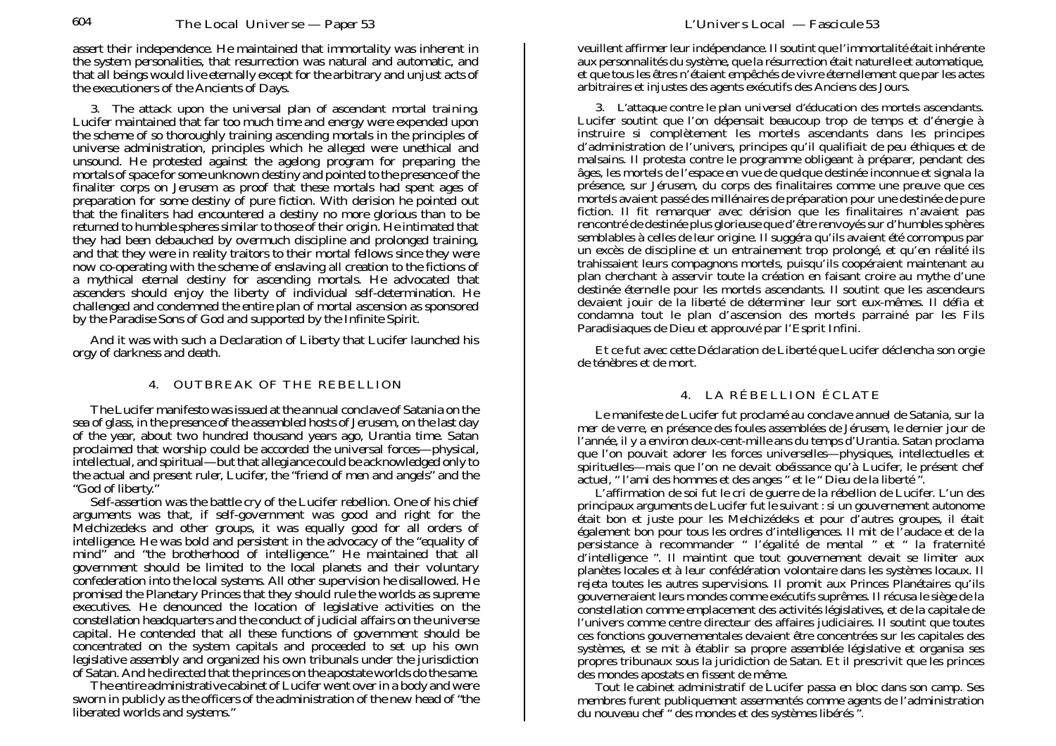assert their independence. He maintained that immortality was inherent in the system personalities, that resurrection was natural and automatic, and that all beings would live eternally except for the arbitrary and unjust acts of the executioners of the Ancients of Days.

3. *The attack upon the universal plan of ascendant mortal training.* Lucifer maintained that far too much time and energy were expended upon the scheme of so thoroughly training ascending mortals in the principles of universe administration, principles which he alleged were unethical and unsound. He protested against the agelong program for preparing the mortals of space for some unknown destiny and pointed to the presence of the finaliter corps on Jerusem as proof that these mortals had spent ages of preparation for some destiny of pure fiction. With derision he pointed out that the finaliters had encountered a destiny no more glorious than to be returned to humble spheres similar to those of their origin. He intimated that they had been debauched by overmuch discipline and prolonged training, and that they were in reality traitors to their mortal fellows since they were now co-operating with the scheme of enslaving all creation to the fictions of a mythical eternal destiny for ascending mortals. He advocated that ascenders should enjoy the liberty of individual self-determination. He challenged and condemned the entire plan of mortal ascension as sponsored by the Paradise Sons of God and supported by the Infinite Spirit.

And it was with such a Declaration of Liberty that Lucifer launched his orgy of darkness and death.

## 4. OUTBREAK OF THE REBELLION

The Lucifer manifesto was issued at the annual conclave of Satania on the sea of glass, in the presence of the assembled hosts of Jerusem, on the last day of the year, about two hundred thousand years ago, Urantia time. Satan proclaimed that worship could be accorded the universal forces—physical, intellectual, and spiritual—but that allegiance could be acknowledged only to the actual and present ruler, Lucifer, the "friend of men and angels" and the "God of liberty."

Self-assertion was the battle cry of the Lucifer rebellion. One of his chief arguments was that, if self-government was good and right for the Melchizedeks and other groups, it was equally good for all orders of intelligence. He was bold and persistent in the advocacy of the "equality of mind" and "the brotherhood of intelligence." He maintained that all government should be limited to the local planets and their voluntary confederation into the local systems. All other supervision he disallowed. He promised the Planetary Princes that they should rule the worlds as supreme executives. He denounced the location of legislative activities on the constellation headquarters and the conduct of judicial affairs on the universe capital. He contended that all these functions of government should be concentrated on the system capitals and proceeded to set up his own legislative assembly and organized his own tribunals under the jurisdiction of Satan. And he directed that the princes on the apostate worlds do the same.

The entire administrative cabinet of Lucifer went over in a body and were sworn in publicly as the officers of the administration of the new head of "the liberated worlds and systems."

veuillent affirmer leur indépendance. Il soutint que l'immortalité était inhérente aux personnalités du système, que la résurrection était naturelle et automatique, et que tous les êtres n'étaient empêchés de vivre éternellement que par les actes arbitraires et injustes des agents exécutifs des Anciens des Jours.

3. *L'attaque contre le plan universel d'éducation des mortels ascendants.* Lucifer soutint que l'on dépensait beaucoup trop de temps et d'énergie à instruire si complètement les mortels ascendants dans les principes d'administration de l'univers, principes qu'il qualifiait de peu éthiques et de malsains. Il protesta contre le programme obligeant à préparer, pendant des âges, les mortels de l'espace en vue de quelque destinée inconnue et signala la présence, sur Jérusem, du corps des finalitaires comme une preuve que ces mortels avaient passé des millénaires de préparation pour une destinée de pure fiction. Il fit remarquer avec dérision que les finalitaires n'avaient pas rencontré de destinée plus glorieuse que d'être renvoyés sur d'humbles sphères semblables à celles de leur origine. Il suggéra qu'ils avaient été corrompus par un excès de discipline et un entrainement trop prolongé, et qu'en réalité ils trahissaient leurs compagnons mortels, puisqu'ils coopéraient maintenant au plan cherchant à asservir toute la création en faisant croire au mythe d'une destinée éternelle pour les mortels ascendants. Il soutint que les ascendeurs devaient jouir de la liberté de déterminer leur sort eux-mêmes. Il défia et condamna tout le plan d'ascension des mortels parrainé par les Fils Paradisiaques de Dieu et approuvé par l'Esprit Infini.

Et ce fut avec cette Déclaration de Liberté que Lucifer déclencha son orgie de ténèbres et de mort.

## 4. LA RÉBELLION ÉCLATE

Le manifeste de Lucifer fut proclamé au conclave annuel de Satania, sur la mer de verre, en présence des foules assemblées de Jérusem, le dernier jour de l'année, il y a environ deux-cent-mille ans du temps d'Urantia. Satan proclama que l'on pouvait adorer les forces universelles—physiques, intellectuelles et spirituelles—mais que l'on ne devait obéissance qu'à Lucifer, le présent chef actuel, " l'ami des hommes et des anges " et le " Dieu de la liberté ".

L'affirmation de soi fut le cri de guerre de la rébellion de Lucifer. L'un des principaux arguments de Lucifer fut le suivant : si un gouvernement autonome était bon et juste pour les Melchizédeks et pour d'autres groupes, il était également bon pour tous les ordres d'intelligences. Il mit de l'audace et de la persistance à recommander " l'égalité de mental " et " la fraternité d'intelligence ". Il maintint que tout gouvernement devait se limiter aux planètes locales et à leur confédération volontaire dans les systèmes locaux. Il rejeta toutes les autres supervisions. Il promit aux Princes Planétaires qu'ils gouverneraient leurs mondes comme exécutifs suprêmes. Il récusa le siège de la constellation comme emplacement des activités législatives, et de la capitale de l'univers comme centre directeur des affaires judiciaires. Il soutint que toutes ces fonctions gouvernementales devaient être concentrées sur les capitales des systèmes, et se mit à établir sa propre assemblée législative et organisa ses propres tribunaux sous la juridiction de Satan. Et il prescrivit que les princes des mondes apostats en fissent de même.

Tout le cabinet administratif de Lucifer passa en bloc dans son camp. Ses membres furent publiquement assermentés comme agents de l'administration du nouveau chef " des mondes et des systèmes libérés ".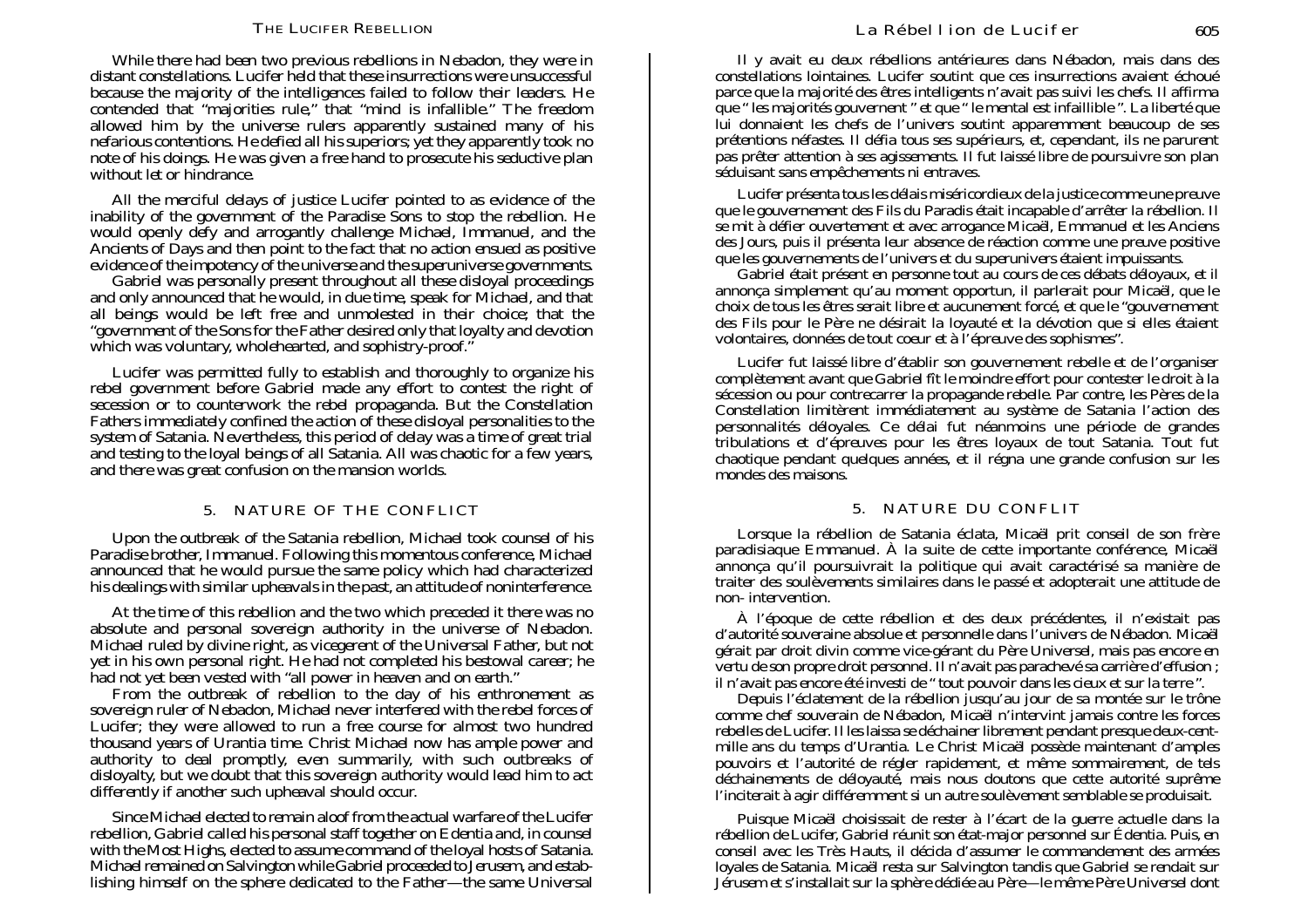While there had been two previous rebellions in Nebadon, they were in distant constellations. Lucifer held that these insurrections were unsuccessful because the majority of the intelligences failed to follow their leaders. He contended that "majorities rule," that "mind is infallible." The freedom allowed him by the universe rulers apparently sustained many of his nefarious contentions. He defied all his superiors; yet they apparently took no note of his doings. He was given a free hand to prosecute his seductive plan without let or hindrance.

All the merciful delays of justice Lucifer pointed to as evidence of the inability of the government of the Paradise Sons to stop the rebellion. He would openly defy and arrogantly challenge Michael, Immanuel, and the Ancients of Days and then point to the fact that no action ensued as positive evidence of the impotency of the universe and the superuniverse governments.

Gabriel was personally present throughout all these disloyal proceedings and only announced that he would, in due time, speak for Michael, and that all beings would be left free and unmolested in their choice; that the "government of the Sons for the Father desired only that loyalty and devotion which was voluntary, wholehearted, and sophistry-proof."

Lucifer was permitted fully to establish and thoroughly to organize his rebel government before Gabriel made any effort to contest the right of secession or to counterwork the rebel propaganda. But the Constellation Fathers immediately confined the action of these disloyal personalities to the system of Satania. Nevertheless, this period of delay was a time of great trial and testing to the loyal beings of all Satania. All was chaotic for a few years, and there was great confusion on the mansion worlds.

## 5. NATURE OF THE CONFLICT

Upon the outbreak of the Satania rebellion, Michael took counsel of his Paradise brother, Immanuel. Following this momentous conference, Michael announced that he would pursue the same policy which had characterized his dealings with similar upheavals in the past, an attitude of noninterference.

At the time of this rebellion and the two which preceded it there was no absolute and personal sovereign authority in the universe of Nebadon. Michael ruled by divine right, as vicegerent of the Universal Father, but not yet in his own personal right. He had not completed his bestowal career; he had not yet been vested with "all power in heaven and on earth."

From the outbreak of rebellion to the day of his enthronement as sovereign ruler of Nebadon, Michael never interfered with the rebel forces of Lucifer; they were allowed to run a free course for almost two hundred thousand years of Urantia time. Christ Michael now has ample power and authority to deal promptly, even summarily, with such outbreaks of disloyalty, but we doubt that this sovereign authority would lead him to act differently if another such upheaval should occur.

Since Michael elected to remain aloof from the actual warfare of the Lucifer rebellion, Gabriel called his personal staff together on Edentia and, in counsel with the Most Highs, elected to assume command of the loyal hosts of Satania. Michael remained on Salvington while Gabriel proceeded to Jerusem, and establishing himself on the sphere dedicated to the Father—the same Universal

Il y avait eu deux rébellions antérieures dans Nébadon, mais dans des constellations lointaines. Lucifer soutint que ces insurrections avaient échoué parce que la majorité des êtres intelligents n'avait pas suivi les chefs. Il affirma que "les majorités gouvernent" et que "le mental est infaillible". La liberté que lui donnaient les chefs de l'univers soutint apparemment beaucoup de ses prétentions néfastes. Il défia tous ses supérieurs, et, cependant, ils ne parurent pas prêter attention à ses agissements. Il fut laissé libre de poursuivre son plan séduisant sans empêchements ni entraves.

Lucifer présenta tous les délais miséricordieux de la justice comme une preuve que le gouvernement des Fils du Paradis était incapable d'arrêter la rébellion. Il se mit à défier ouvertement et avec arrogance Micaël, Emmanuel et les Anciens des Jours, puis il présenta leur absence de réaction comme une preuve positive que les gouvernements de l'univers et du superunivers étaient impuissants.

Gabriel était présent en personne tout au cours de ces débats déloyaux, et il annonça simplement qu'au moment opportun, il parlerait pour Micaël, que le choix de tous les êtres serait libre et aucunement forcé, et que le "gouvernement des Fils pour le Père ne désirait la loyauté et la dévotion que si elles étaient volontaires, données de tout coeur et à l'épreuve des sophismes".

Lucifer fut laissé libre d'établir son gouvernement rebelle et de l'organiser complètement avant que Gabriel fît le moindre effort pour contester le droit à la sécession ou pour contrecarrer la propagande rebelle. Par contre, les Pères de la Constellation limitèrent immédiatement au système de Satania l'action des personnalités déloyales. Ce délai fut néanmoins une période de grandes tribulations et d'épreuves pour les êtres loyaux de tout Satania. Tout fut chaotique pendant quelques années, et il régna une grande confusion sur les mondes des maisons.

## 5. NATURE DU CONFLIT

Lorsque la rébellion de Satania éclata, Micaël prit conseil de son frère paradisiaque Emmanuel. À la suite de cette importante conférence, Micaël annonça qu'il poursuivrait la politique qui avait caractérisé sa manière de traiter des soulèvements similaires dans le passé et adopterait une attitude de non- intervention.

À l'époque de cette rébellion et des deux précédentes, il n'existait pas d'autorité souveraine absolue et personnelle dans l'univers de Nébadon. Micaël gérait par droit divin comme vice-gérant du Père Universel, mais pas encore en vertu de son propre droit personnel. Il n'avait pas parachevé sa carrière d'effusion ; il n'avait pas encore été investi de "tout pouvoir dans les cieux et sur la terre".

Depuis l'éclatement de la rébellion jusqu'au jour de sa montée sur le trône comme chef souverain de Nébadon, Micaël n'intervint jamais contre les forces rebelles de Lucifer. Il les laissa se déchainer librement pendant presque deux-cent-mille ans du temps d'Urantia. Le Christ Micaël possède maintenant d'amples pouvoirs et l'autorité de régler rapidement, et même sommairement, de tels déchainements de déloyauté, mais nous doutons que cette autorité suprême l'inciterait à agir différemment si un autre soulèvement semblable se produisait.

Puisque Micaël choisissait de rester à l'écart de la guerre actuelle dans la rébellion de Lucifer, Gabriel réunit son état-major personnel sur Édentia. Puis, en conseil avec les Très Hauts, il décida d'assumer le commandement des armées loyales de Satania. Micaël resta sur Salvington tandis que Gabriel se rendait sur Jérusem et s'installait sur la sphère dédiée au Père—le même Père Universel dont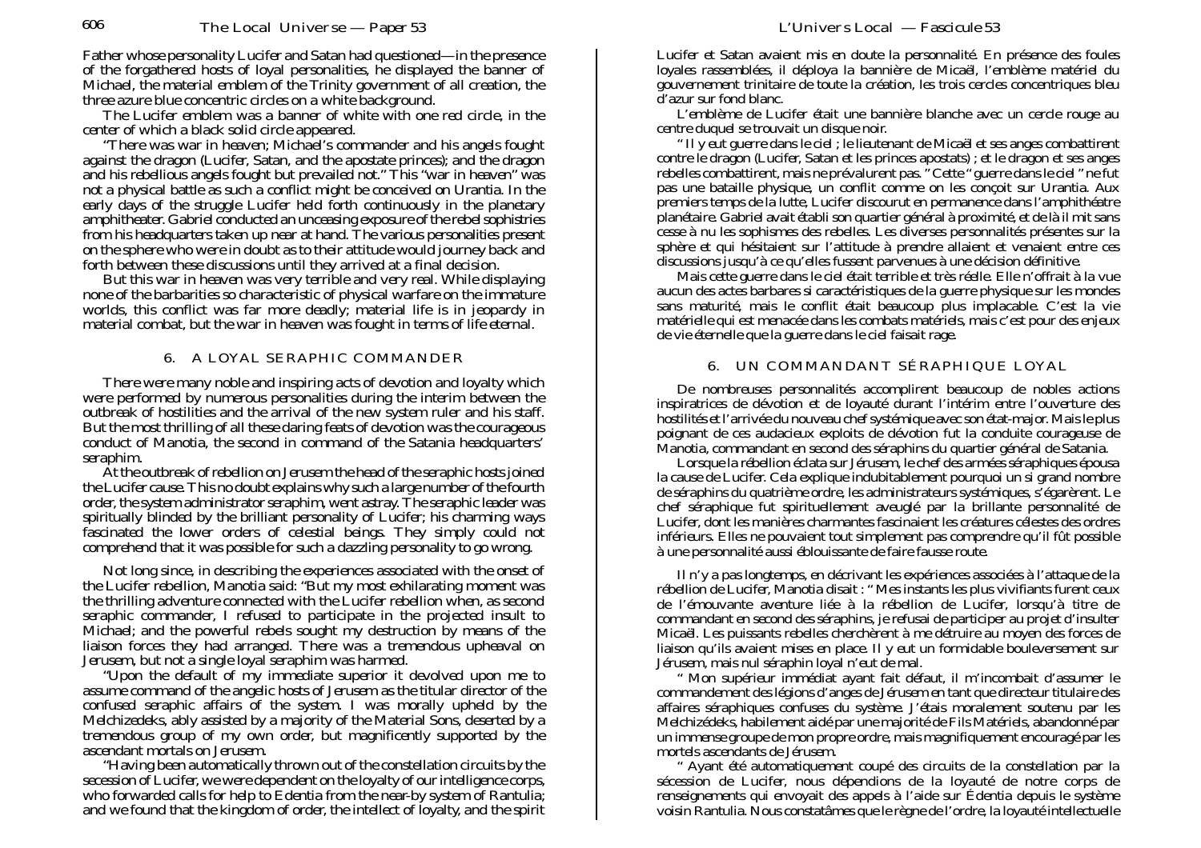Father whose personality Lucifer and Satan had questioned—in the presence of the forgathered hosts of loyal personalities, he displayed the banner of Michael, the material emblem of the Trinity government of all creation, the three azure blue concentric circles on a white background.

The Lucifer emblem was a banner of white with one red circle, in the center of which a black solid circle appeared.

"There was war in heaven; Michael's commander and his angels fought against the dragon (Lucifer, Satan, and the apostate princes); and the dragon and his rebellious angels fought but prevailed not." This "war in heaven" was not a physical battle as such a conflict might be conceived on Urantia. In the early days of the struggle Lucifer held forth continuously in the planetary amphitheater. Gabriel conducted an unceasing exposure of the rebel sophistries from his headquarters taken up near at hand. The various personalities present on the sphere who were in doubt as to their attitude would journey back and forth between these discussions until they arrived at a final decision.

But this war in heaven was very terrible and very real. While displaying none of the barbarities so characteristic of physical warfare on the immature worlds, this conflict was far more deadly; material life is in jeopardy in material combat, but the war in heaven was fought in terms of life eternal.

## 6. A LOYAL SERAPHIC COMMANDER

There were many noble and inspiring acts of devotion and loyalty which were performed by numerous personalities during the interim between the outbreak of hostilities and the arrival of the new system ruler and his staff. But the most thrilling of all these daring feats of devotion was the courageous conduct of Manotia, the second in command of the Satania headquarters' seraphim.

At the outbreak of rebellion on Jerusem the head of the seraphic hosts joined the Lucifer cause. This no doubt explains why such a large number of the fourth order, the system administrator seraphim, went astray. The seraphic leader was spiritually blinded by the brilliant personality of Lucifer; his charming ways fascinated the lower orders of celestial beings. They simply could not comprehend that it was possible for such a dazzling personality to go wrong.

Not long since, in describing the experiences associated with the onset of the Lucifer rebellion, Manotia said: "But my most exhilarating moment was the thrilling adventure connected with the Lucifer rebellion when, as second seraphic commander, I refused to participate in the projected insult to Michael; and the powerful rebels sought my destruction by means of the liaison forces they had arranged. There was a tremendous upheaval on Jerusem, but not a single loyal seraphim was harmed.

"Upon the default of my immediate superior it devolved upon me to assume command of the angelic hosts of Jerusem as the titular director of the confused seraphic affairs of the system. I was morally upheld by the Melchizedeks, ably assisted by a majority of the Material Sons, deserted by a tremendous group of my own order, but magnificently supported by the ascendant mortals on Jerusem.

"Having been automatically thrown out of the constellation circuits by the secession of Lucifer, we were dependent on the loyalty of our intelligence corps, who forwarded calls for help to Edentia from the near-by system of Rantulia; and we found that the kingdom of order, the intellect of loyalty, and the spirit

---

Lucifer et Satan avaient mis en doute la personnalité. En présence des foules loyales rassemblées, il déploya la bannière de Micaël, l'emblème matériel du gouvernement trinitaire de toute la création, les trois cercles concentriques bleu d'azur sur fond blanc.

L'emblème de Lucifer était une bannière blanche avec un cercle rouge au centre duquel se trouvait un disque noir.

« Il y eut guerre dans le ciel ; le lieutenant de Micaël et ses anges combattirent contre le dragon (Lucifer, Satan et les princes apostats) ; et le dragon et ses anges rebelles combattirent, mais ne prévalurent pas. » Cette « guerre dans le ciel » ne fut pas une bataille physique, un conflit comme on les conçoit sur Urantia. Aux premiers temps de la lutte, Lucifer discourut en permanence dans l'amphithéâtre planétaire. Gabriel avait établi son quartier général à proximité, et de là il mit sans cesse à nu les sophismes des rebelles. Les diverses personnalités présentes sur la sphère et qui hésitaient sur l'attitude à prendre allaient et venaient entre ces discussions jusqu'à ce qu'elles fussent parvenues à une décision définitive.

Mais cette guerre dans le ciel était terrible et très réelle. Elle n'offrait à la vue aucun des actes barbares si caractéristiques de la guerre physique sur les mondes sans maturité, mais le conflit était beaucoup plus implacable. C'est la vie matérielle qui est menacée dans les combats matériels, mais c'est pour des enjeux de vie éternelle que la guerre dans le ciel faisait rage.

## 6. UN COMMANDANT SÉRAPHIQUE LOYAL

De nombreuses personnalités accomplirent beaucoup de nobles actions inspiratrices de dévotion et de loyauté durant l'intérim entre l'ouverture des hostilités et l'arrivée du nouveau chef systémique avec son état-major. Mais le plus poignant de ces audacieux exploits de dévotion fut la conduite courageuse de Manotia, commandant en second des séraphins du quartier général de Satania.

Lorsque la rébellion éclata sur Jérusem, le chef des armées séraphiques épousa la cause de Lucifer. Cela explique indubitablement pourquoi un si grand nombre de séraphins du quatrième ordre, les administrateurs systémiques, s'égarèrent. Le chef séraphique fut spirituellement aveuglé par la brillante personnalité de Lucifer, dont les manières charmantes fascinaient les créatures célestes des ordres inférieurs. Elles ne pouvaient tout simplement pas comprendre qu'il fût possible à une personnalité aussi éblouissante de faire fausse route.

Il n'y a pas longtemps, en décrivant les expériences associées à l'attaque de la rébellion de Lucifer, Manotia disait : « Mes instants les plus vivifiants furent ceux de l'émouvante aventure liée à la rébellion de Lucifer, lorsqu'à titre de commandant en second des séraphins, je refusai de participer au projet d'insulter Micaël. Les puissants rebelles cherchèrent à me détruire au moyen des forces de liaison qu'ils avaient mises en place. Il y eut un formidable bouleversement sur Jérusem, mais nul séraphin loyal n'eut de mal.

« Mon supérieur immédiat ayant fait défaut, il m'incombait d'assumer le commandement des légions d'anges de Jérusem en tant que directeur titulaire des affaires séraphiques confuses du système. J'étais moralement soutenu par les Melchizédeks, habilement aidé par une majorité de Fils Matériels, abandonné par un immense groupe de mon propre ordre, mais magnifiquement encouragé par les mortels ascendants de Jérusem.

« Ayant été automatiquement coupé des circuits de la constellation par la sécession de Lucifer, nous dépendions de la loyauté de notre corps de renseignements qui envoyait des appels à l'aide sur Édentia depuis le système voisin Rantulia. Nous constatâmes que le règne de l'ordre, la loyauté intellectuelle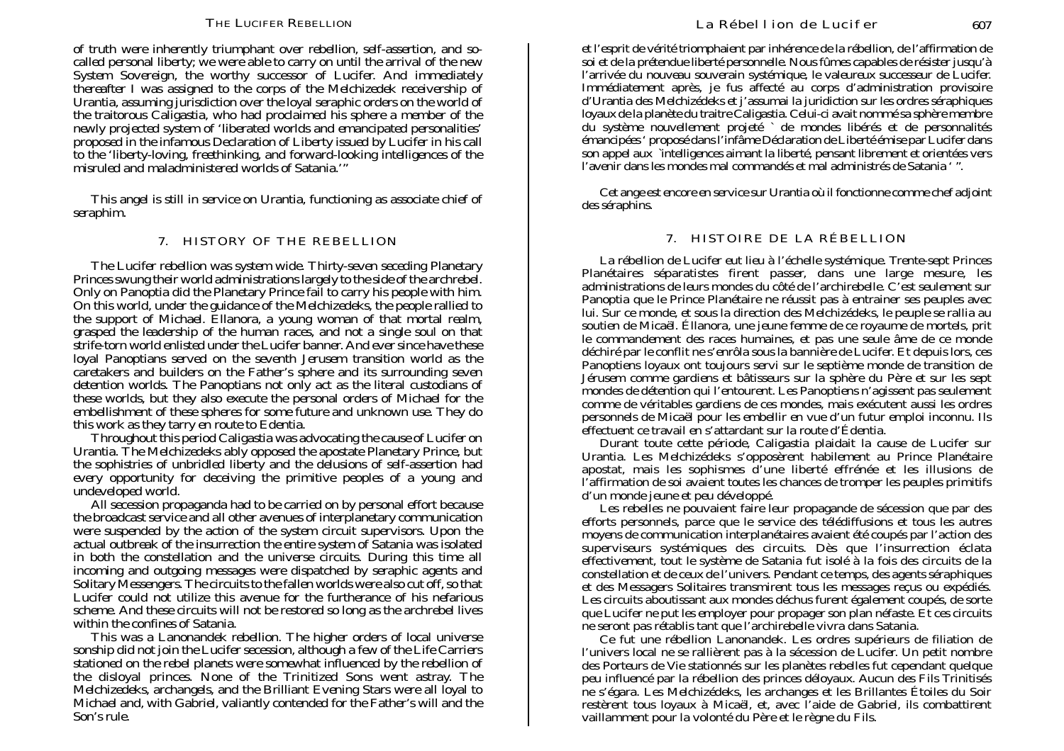of truth were inherently triumphant over rebellion, self-assertion, and so-called personal liberty; we were able to carry on until the arrival of the new System Sovereign, the worthy successor of Lucifer. And immediately thereafter I was assigned to the corps of the Melchizedek receivership of Urantia, assuming jurisdiction over the loyal seraphic orders on the world of the traitorous Caligastia, who had proclaimed his sphere a member of the newly projected system of 'liberated worlds and emancipated personalities' proposed in the infamous Declaration of Liberty issued by Lucifer in his call to the 'liberty-loving, freethinking, and forward-looking intelligences of the misruled and maladministered worlds of Satania.'"

This angel is still in service on Urantia, functioning as associate chief of seraphim.

## 7. HISTORY OF THE REBELLION

The Lucifer rebellion was system wide. Thirty-seven seceding Planetary Princes swung their world administrations largely to the side of the archrebel. Only on Panoptia did the Planetary Prince fail to carry his people with him. On this world, under the guidance of the Melchizedeks, the people rallied to the support of Michael. Ellanora, a young woman of that mortal realm, grasped the leadership of the human races, and not a single soul on that strife-torn world enlisted under the Lucifer banner. And ever since have these loyal Panoptians served on the seventh Jerusem transition world as the caretakers and builders on the Father's sphere and its surrounding seven detention worlds. The Panoptians not only act as the literal custodians of these worlds, but they also execute the personal orders of Michael for the embellishment of these spheres for some future and unknown use. They do this work as they tarry en route to Edentia.

Throughout this period Caligastia was advocating the cause of Lucifer on Urantia. The Melchizedeks ably opposed the apostate Planetary Prince, but the sophistries of unbridled liberty and the delusions of self-assertion had every opportunity for deceiving the primitive peoples of a young and undeveloped world.

All secession propaganda had to be carried on by personal effort because the broadcast service and all other avenues of interplanetary communication were suspended by the action of the system circuit supervisors. Upon the actual outbreak of the insurrection the entire system of Satania was isolated in both the constellation and the universe circuits. During this time all incoming and outgoing messages were dispatched by seraphic agents and Solitary Messengers. The circuits to the fallen worlds were also cut off, so that Lucifer could not utilize this avenue for the furtherance of his nefarious scheme. And these circuits will not be restored so long as the archrebel lives within the confines of Satania.

This was a Lanonandek rebellion. The higher orders of local universe sonship did not join the Lucifer secession, although a few of the Life Carriers stationed on the rebel planets were somewhat influenced by the rebellion of the disloyal princes. None of the Trinitized Sons went astray. The Melchizedeks, archangels, and the Brilliant Evening Stars were all loyal to Michael and, with Gabriel, valiantly contended for the Father's will and the Son's rule.

---

et l'esprit de vérité triomphaient par inhérence de la rébellion, de l'affirmation de soi et de la prétendue liberté personnelle. Nous fûmes capables de résister jusqu'à l'arrivée du nouveau souverain systémique, le valeureux successeur de Lucifer. Immédiatement après, je fus affecté au corps d'administration provisoire d'Urantia des Melchizédeks et j'assumai la juridiction sur les ordres séraphiques loyaux de la planète du traître Caligastia. Celui-ci avait nommé sa sphère membre du système nouvellement projeté ` de mondes libérés et de personnalités émancipées ' proposé dans l'infâme Déclaration de Liberté émise par Lucifer dans son appel aux `intelligences aimant la liberté, pensant librement et orientées vers l'avenir dans les mondes mal commandés et mal administrés de Satania ' ".

Cet ange est encore en service sur Urantia où il fonctionne comme chef adjoint des séraphins.

## 7. HISTOIRE DE LA RÉBELLION

La rébellion de Lucifer eut lieu à l'échelle systémique. Trente-sept Princes Planétaires séparatistes firent passer, dans une large mesure, les administrations de leurs mondes du côté de l'archirebelle. C'est seulement sur Panoptia que le Prince Planétaire ne réussit pas à entrainer ses peuples avec lui. Sur ce monde, et sous la direction des Melchizédeks, le peuple se rallia au soutien de Micaël. Éllanora, une jeune femme de ce royaume de mortels, prit le commandement des races humaines, et pas une seule âme de ce monde déchiré par le conflit ne s'enrôla sous la bannière de Lucifer. Et depuis lors, ces Panoptiens loyaux ont toujours servi sur le septième monde de transition de Jérusem comme gardiens et bâtisseurs sur la sphère du Père et sur les sept mondes de détention qui l'entourent. Les Panoptiens n'agissent pas seulement comme de véritables gardiens de ces mondes, mais exécutent aussi les ordres personnels de Micaël pour les embellir en vue d'un futur emploi inconnu. Ils effectuent ce travail en s'attardant sur la route d'Édentia.

Durant toute cette période, Caligastia plaidait la cause de Lucifer sur Urantia. Les Melchizédeks s'opposèrent habilement au Prince Planétaire apostat, mais les sophismes d'une liberté effrénée et les illusions de l'affirmation de soi avaient toutes les chances de tromper les peuples primitifs d'un monde jeune et peu développé.

Les rebelles ne pouvaient faire leur propagande de sécession que par des efforts personnels, parce que le service des télédiffusions et tous les autres moyens de communication interplanétaires avaient été coupés par l'action des superviseurs systémiques des circuits. Dès que l'insurrection éclata effectivement, tout le système de Satania fut isolé à la fois des circuits de la constellation et de ceux de l'univers. Pendant ce temps, des agents séraphiques et des Messagers Solitaires transmirent tous les messages reçus ou expédiés. Les circuits aboutissant aux mondes déchus furent également coupés, de sorte que Lucifer ne put les employer pour propager son plan néfaste. Et ces circuits ne seront pas rétablis tant que l'archirebelle vivra dans Satania.

Ce fut une rébellion Lanonandek. Les ordres supérieurs de filiation de l'univers local ne se rallièrent pas à la sécession de Lucifer. Un petit nombre des Porteurs de Vie stationnés sur les planètes rebelles fut cependant quelque peu influencé par la rébellion des princes déloyaux. Aucun des Fils Trinitisés ne s'égara. Les Melchizédeks, les archanges et les Brillantes Étoiles du Soir restèrent tous loyaux à Micaël, et, avec l'aide de Gabriel, ils combattirent vaillamment pour la volonté du Père et le règne du Fils.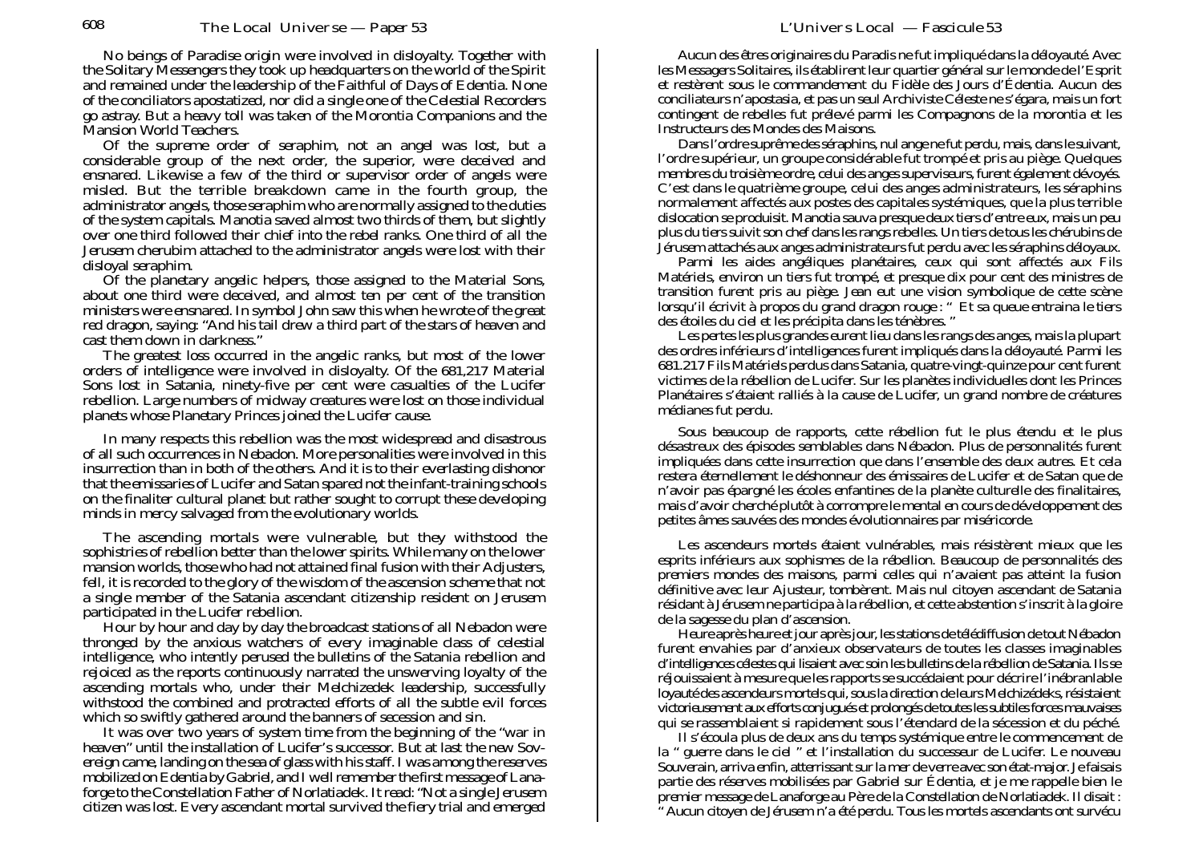No beings of Paradise origin were involved in disloyalty. Together with the Solitary Messengers they took up headquarters on the world of the Spirit and remained under the leadership of the Faithful of Days of Edentia. None of the conciliators apostatized, nor did a single one of the Celestial Recorders go astray. But a heavy toll was taken of the Morontia Companions and the Mansion World Teachers.

Of the supreme order of seraphim, not an angel was lost, but a considerable group of the next order, the superior, were deceived and ensnared. Likewise a few of the third or supervisor order of angels were misled. But the terrible breakdown came in the fourth group, the administrator angels, those seraphim who are normally assigned to the duties of the system capitals. Manotia saved almost two thirds of them, but slightly over one third followed their chief into the rebel ranks. One third of all the Jerusem cherubim attached to the administrator angels were lost with their disloyal seraphim.

Of the planetary angelic helpers, those assigned to the Material Sons, about one third were deceived, and almost ten per cent of the transition ministers were ensnared. In symbol John saw this when he wrote of the great red dragon, saying: "And his tail drew a third part of the stars of heaven and cast them down in darkness."

The greatest loss occurred in the angelic ranks, but most of the lower orders of intelligence were involved in disloyalty. Of the 681,217 Material Sons lost in Satania, ninety-five per cent were casualties of the Lucifer rebellion. Large numbers of midway creatures were lost on those individual planets whose Planetary Princes joined the Lucifer cause.

In many respects this rebellion was the most widespread and disastrous of all such occurrences in Nebadon. More personalities were involved in this insurrection than in both of the others. And it is to their everlasting dishonor that the emissaries of Lucifer and Satan spared not the infant-training schools on the finaliter cultural planet but rather sought to corrupt these developing minds in mercy salvaged from the evolutionary worlds.

The ascending mortals were vulnerable, but they withstood the sophistries of rebellion better than the lower spirits. While many on the lower mansion worlds, those who had not attained final fusion with their Adjusters, fell, it is recorded to the glory of the wisdom of the ascension scheme that not a single member of the Satania ascendant citizenship resident on Jerusem participated in the Lucifer rebellion.

Hour by hour and day by day the broadcast stations of all Nebadon were thronged by the anxious watchers of every imaginable class of celestial intelligence, who intently perused the bulletins of the Satania rebellion and rejoiced as the reports continuously narrated the unswerving loyalty of the ascending mortals who, under their Melchizedek leadership, successfully withstood the combined and protracted efforts of all the subtle evil forces which so swiftly gathered around the banners of secession and sin.

It was over two years of system time from the beginning of the "war in heaven" until the installation of Lucifer's successor. But at last the new Sovereign came, landing on the sea of glass with his staff. I was among the reserves mobilized on Edentia by Gabriel, and I well remember the first message of Lanaforge to the Constellation Father of Norlatiadek. It read: "Not a single Jerusem citizen was lost. Every ascendant mortal survived the fiery trial and emerged

Aucun des êtres originaires du Paradis ne fut impliqué dans la déloyauté. Avec les Messagers Solitaires, ils établirent leur quartier général sur le monde de l'Esprit et restèrent sous le commandement du Fidèle des Jours d'Édentia. Aucun des conciliateurs n'apostasia, et pas un seul Archiviste Céleste ne s'égara, mais un fort contingent de rebelles fut prélevé parmi les Compagnons de la morontia et les Instructeurs des Mondes des Maisons.

Dans l'ordre suprême des séraphins, nul ange ne fut perdu, mais, dans le suivant, l'ordre supérieur, un groupe considérable fut trompé et pris au piège. Quelques membres du troisième ordre, celui des anges superviseurs, furent également dévoyés. C'est dans le quatrième groupe, celui des anges administrateurs, les séraphins normalement affectés aux postes des capitales systémiques, que la plus terrible dislocation se produisit. Manotia sauva presque deux tiers d'entre eux, mais un peu plus du tiers suivit son chef dans les rangs rebelles. Un tiers de tous les chérubins de Jérusem attachés aux anges administrateurs fut perdu avec les séraphins déloyaux.

Parmi les aides angéliques planétaires, ceux qui sont affectés aux Fils Matériels, environ un tiers fut trompé, et presque dix pour cent des ministres de transition furent pris au piège. Jean eut une vision symbolique de cette scène lorsqu'il écrivit à propos du grand dragon rouge : " Et sa queue entraina le tiers des étoiles du ciel et les précipita dans les ténèbres. "

Les pertes les plus grandes eurent lieu dans les rangs des anges, mais la plupart des ordres inférieurs d'intelligences furent impliqués dans la déloyauté. Parmi les 681.217 Fils Matériels perdus dans Satania, quatre-vingt-quinze pour cent furent victimes de la rébellion de Lucifer. Sur les planètes individuelles dont les Princes Planétaires s'étaient ralliés à la cause de Lucifer, un grand nombre de créatures médianes fut perdu.

Sous beaucoup de rapports, cette rébellion fut le plus étendu et le plus désastreux des épisodes semblables dans Nébadon. Plus de personnalités furent impliquées dans cette insurrection que dans l'ensemble des deux autres. Et cela restera éternellement le déshonneur des émissaires de Lucifer et de Satan que de n'avoir pas épargné les écoles enfantines de la planète culturelle des finalitaires, mais d'avoir cherché plutôt à corrompre le mental en cours de développement des petites âmes sauvées des mondes évolutionnaires par miséricorde.

Les ascendeurs mortels étaient vulnérables, mais résistèrent mieux que les esprits inférieurs aux sophismes de la rébellion. Beaucoup de personnalités des premiers mondes des maisons, parmi celles qui n'avaient pas atteint la fusion définitive avec leur Ajusteur, tombèrent. Mais nul citoyen ascendant de Satania résidant à Jérusem ne participa à la rébellion, et cette abstention s'inscrit à la gloire de la sagesse du plan d'ascension.

Heure après heure et jour après jour, les stations de télédiffusion de tout Nébadon furent envahies par d'anxieux observateurs de toutes les classes imaginables d'intelligences célestes qui lisaient avec soin les bulletins de la rébellion de Satania. Ils se réjouissaient à mesure que les rapports se succédaient pour décrire l'inébranlable loyauté des ascendeurs mortels qui, sous la direction de leurs Melchizédeks, résistaient victorieusement aux efforts conjugués et prolongés de toutes les subtiles forces mauvaises qui se rassemblaient si rapidement sous l'étendard de la sécession et du péché.

Il s'écoula plus de deux ans du temps systémique entre le commencement de la " guerre dans le ciel " et l'installation du successeur de Lucifer. Le nouveau Souverain, arriva enfin, atterrissant sur la mer de verre avec son état-major. Je faisais partie des réserves mobilisées par Gabriel sur Édentia, et je me rappelle bien le premier message de Lanaforge au Père de la Constellation de Norlatiadek. Il disait : " Aucun citoyen de Jérusem n'a été perdu. Tous les mortels ascendants ont survécu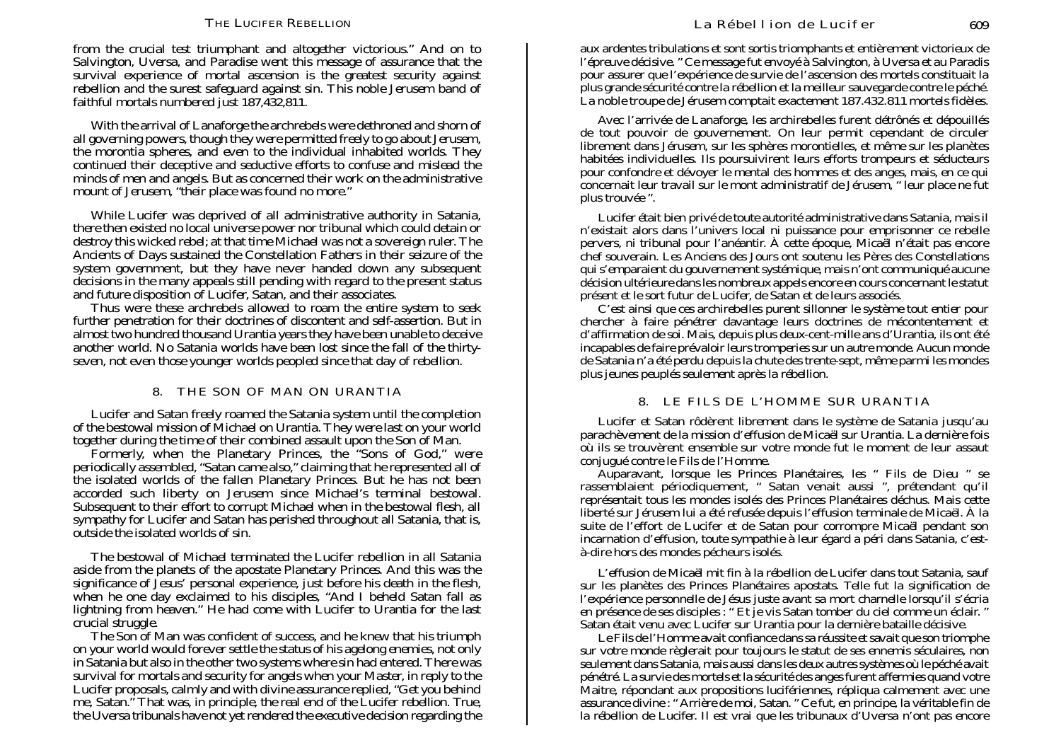from the crucial test triumphant and altogether victorious." And on to Salvington, Uversa, and Paradise went this message of assurance that the survival experience of mortal ascension is the greatest security against rebellion and the surest safeguard against sin. This noble Jerusem band of faithful mortals numbered just 187,432,811.

With the arrival of Lanaforge the archrebels were dethroned and shorn of all governing powers, though they were permitted freely to go about Jerusem, the morontia spheres, and even to the individual inhabited worlds. They continued their deceptive and seductive efforts to confuse and mislead the minds of men and angels. But as concerned their work on the administrative mount of Jerusem, "their place was found no more."

While Lucifer was deprived of all administrative authority in Satania, there then existed no local universe power nor tribunal which could detain or destroy this wicked rebel; at that time Michael was not a sovereign ruler. The Ancients of Days sustained the Constellation Fathers in their seizure of the system government, but they have never handed down any subsequent decisions in the many appeals still pending with regard to the present status and future disposition of Lucifer, Satan, and their associates.

Thus were these archrebels allowed to roam the entire system to seek further penetration for their doctrines of discontent and self-assertion. But in almost two hundred thousand Urantia years they have been unable to deceive another world. No Satania worlds have been lost since the fall of the thirty-seven, not even those younger worlds peopled since that day of rebellion.

## 8. THE SON OF MAN ON URANTIA

Lucifer and Satan freely roamed the Satania system until the completion of the bestowal mission of Michael on Urantia. They were last on your world together during the time of their combined assault upon the Son of Man.

Formerly, when the Planetary Princes, the "Sons of God," were periodically assembled, "Satan came also," claiming that he represented all of the isolated worlds of the fallen Planetary Princes. But he has not been accorded such liberty on Jerusem since Michael's terminal bestowal. Subsequent to their effort to corrupt Michael when in the bestowal flesh, all sympathy for Lucifer and Satan has perished throughout all Satania, that is, outside the isolated worlds of sin.

The bestowal of Michael terminated the Lucifer rebellion in all Satania aside from the planets of the apostate Planetary Princes. And this was the significance of Jesus' personal experience, just before his death in the flesh, when he one day exclaimed to his disciples, "And I beheld Satan fall as lightning from heaven." He had come with Lucifer to Urantia for the last crucial struggle.

The Son of Man was confident of success, and he knew that his triumph on your world would forever settle the status of his agelong enemies, not only in Satania but also in the other two systems where sin had entered. There was survival for mortals and security for angels when your Master, in reply to the Lucifer proposals, calmly and with divine assurance replied, "Get you behind me, Satan." That was, in principle, the real end of the Lucifer rebellion. True, the Uversa tribunals have not yet rendered the executive decision regarding the

aux ardentes tribulations et sont sortis triomphants et entièrement victorieux de l'épreuve décisive. " Ce message fut envoyé à Salvington, à Uversa et au Paradis pour assurer que l'expérience de survie de l'ascension des mortels constituait la plus grande sécurité contre la rébellion et la meilleur sauvegarde contre le péché. La noble troupe de Jérusem comptait exactement 187.432.811 mortels fidèles.

Avec l'arrivée de Lanaforge, les archirebelles furent détrônés et dépouillés de tout pouvoir de gouvernement. On leur permit cependant de circuler librement dans Jérusem, sur les sphères morontielles, et même sur les planètes habitées individuelles. Ils poursuivirent leurs efforts trompeurs et séducteurs pour confondre et dévoyer le mental des hommes et des anges, mais, en ce qui concernait leur travail sur le mont administratif de Jérusem, " leur place ne fut plus trouvée ".

Lucifer était bien privé de toute autorité administrative dans Satania, mais il n'existait alors dans l'univers local ni puissance pour emprisonner ce rebelle pervers, ni tribunal pour l'anéantir. À cette époque, Micaël n'était pas encore chef souverain. Les Anciens des Jours ont soutenu les Pères des Constellations qui s'emparaient du gouvernement systémique, mais n'ont communiqué aucune décision ultérieure dans les nombreux appels encore en cours concernant le statut présent et le sort futur de Lucifer, de Satan et de leurs associés.

C'est ainsi que ces archirebelles purent sillonner le système tout entier pour chercher à faire pénétrer davantage leurs doctrines de mécontentement et d'affirmation de soi. Mais, depuis plus deux-cent-mille ans d'Urantia, ils ont été incapables de faire prévaloir leurs tromperies sur un autre monde. Aucun monde de Satania n'a été perdu depuis la chute des trente-sept, même parmi les mondes plus jeunes peuplés seulement après la rébellion.

## 8. LE FILS DE L'HOMME SUR URANTIA

Lucifer et Satan rôdèrent librement dans le système de Satania jusqu'au parachèvement de la mission d'effusion de Micaël sur Urantia. La dernière fois où ils se trouvèrent ensemble sur votre monde fut le moment de leur assaut conjugué contre le Fils de l'Homme.

Auparavant, lorsque les Princes Planétaires, les " Fils de Dieu " se rassemblaient périodiquement, " Satan venait aussi ", prétendant qu'il représentait tous les mondes isolés des Princes Planétaires déchus. Mais cette liberté sur Jérusem lui a été refusée depuis l'effusion terminale de Micaël. À la suite de l'effort de Lucifer et de Satan pour corrompre Micaël pendant son incarnation d'effusion, toute sympathie à leur égard a péri dans Satania, c'est-à-dire hors des mondes pécheurs isolés.

L'effusion de Micaël mit fin à la rébellion de Lucifer dans tout Satania, sauf sur les planètes des Princes Planétaires apostats. Telle fut la signification de l'expérience personnelle de Jésus juste avant sa mort charnelle lorsqu'il s'écria en présence de ses disciples : " Et je vis Satan tomber du ciel comme un éclair. " Satan était venu avec Lucifer sur Urantia pour la dernière bataille décisive.

Le Fils de l'Homme avait confiance dans sa réussite et savait que son triomphe sur votre monde règlerait pour toujours le statut de ses ennemis séculaires, non seulement dans Satania, mais aussi dans les deux autres systèmes où le péché avait pénétré. La survie des mortels et la sécurité des anges furent affermies quand votre Maitre, répondant aux propositions lucifériennes, répliqua calmement avec une assurance divine : " Arrière de moi, Satan. " Ce fut, en principe, la véritable fin de la rébellion de Lucifer. Il est vrai que les tribunaux d'Uversa n'ont pas encore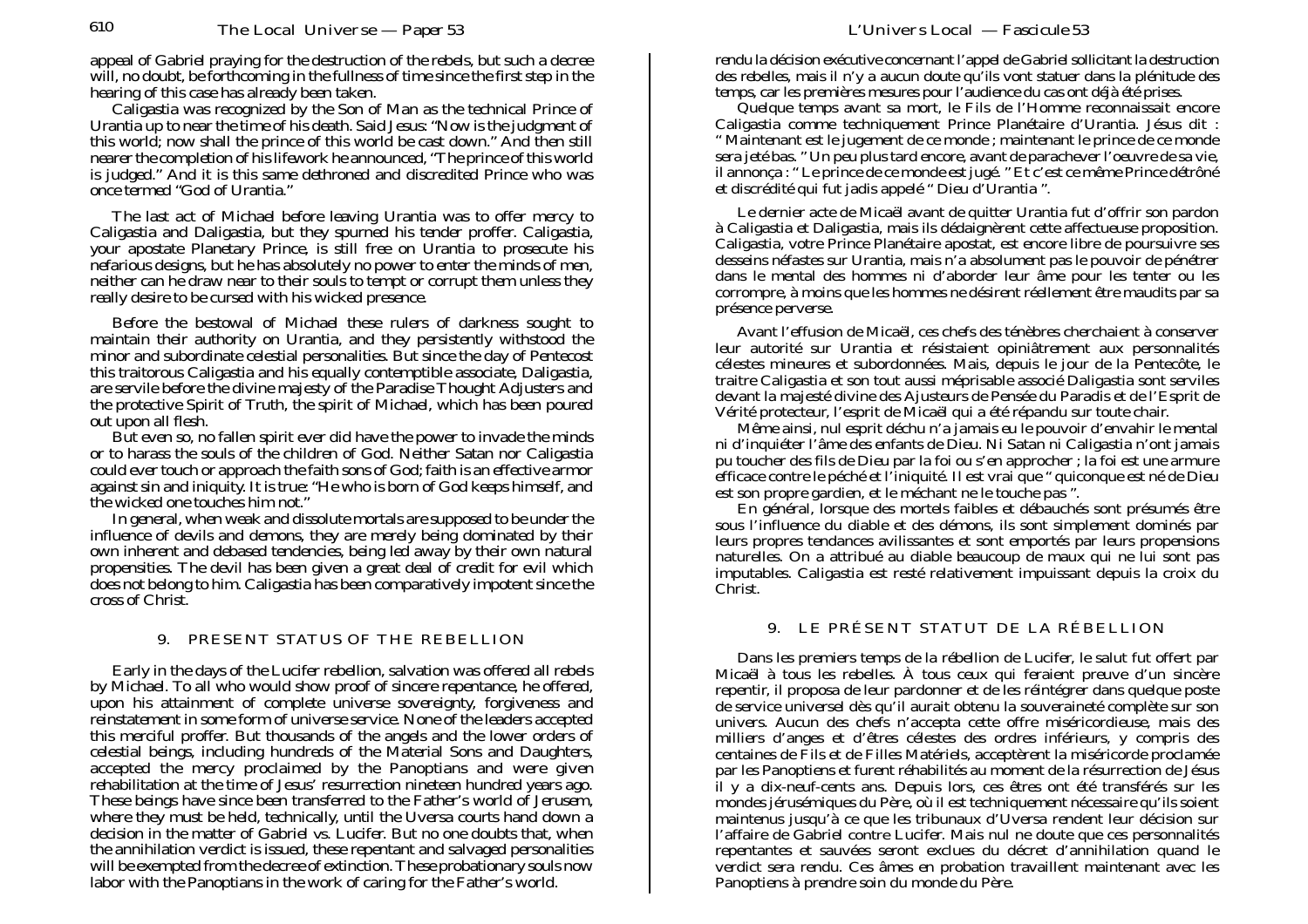appeal of Gabriel praying for the destruction of the rebels, but such a decree will, no doubt, be forthcoming in the fullness of time since the first step in the hearing of this case has already been taken.

Caligastia was recognized by the Son of Man as the technical Prince of Urantia up to near the time of his death. Said Jesus: "Now is the judgment of this world; now shall the prince of this world be cast down." And then still nearer the completion of his lifework he announced, "The prince of this world is judged." And it is this same dethroned and discredited Prince who was once termed "God of Urantia."

The last act of Michael before leaving Urantia was to offer mercy to Caligastia and Daligastia, but they spurned his tender proffer. Caligastia, your apostate Planetary Prince, is still free on Urantia to prosecute his nefarious designs, but he has absolutely no power to enter the minds of men, neither can he draw near to their souls to tempt or corrupt them unless they really desire to be cursed with his wicked presence.

Before the bestowal of Michael these rulers of darkness sought to maintain their authority on Urantia, and they persistently withstood the minor and subordinate celestial personalities. But since the day of Pentecost this traitorous Caligastia and his equally contemptible associate, Daligastia, are servile before the divine majesty of the Paradise Thought Adjusters and the protective Spirit of Truth, the spirit of Michael, which has been poured out upon all flesh.

But even so, no fallen spirit ever did have the power to invade the minds or to harass the souls of the children of God. Neither Satan nor Caligastia could ever touch or approach the faith sons of God; faith is an effective armor against sin and iniquity. It is true: "He who is born of God keeps himself, and the wicked one touches him not."

In general, when weak and dissolute mortals are supposed to be under the influence of devils and demons, they are merely being dominated by their own inherent and debased tendencies, being led away by their own natural propensities. The devil has been given a great deal of credit for evil which does not belong to him. Caligastia has been comparatively impotent since the cross of Christ.

## 9. PRESENT STATUS OF THE REBELLION

Early in the days of the Lucifer rebellion, salvation was offered all rebels by Michael. To all who would show proof of sincere repentance, he offered, upon his attainment of complete universe sovereignty, forgiveness and reinstatement in some form of universe service. None of the leaders accepted this merciful proffer. But thousands of the angels and the lower orders of celestial beings, including hundreds of the Material Sons and Daughters, accepted the mercy proclaimed by the Panoptians and were given rehabilitation at the time of Jesus' resurrection nineteen hundred years ago. These beings have since been transferred to the Father's world of Jerusem, where they must be held, technically, until the Uversa courts hand down a decision in the matter of Gabriel vs. Lucifer. But no one doubts that, when the annihilation verdict is issued, these repentant and salvaged personalities will be exempted from the decree of extinction. These probationary souls now labor with the Panoptians in the work of caring for the Father's world.

rendu la décision exécutive concernant l'appel de Gabriel sollicitant la destruction des rebelles, mais il n'y a aucun doute qu'ils vont statuer dans la plénitude des temps, car les premières mesures pour l'audience du cas ont déjà été prises.

Quelque temps avant sa mort, le Fils de l'Homme reconnaissait encore Caligastia comme techniquement Prince Planétaire d'Urantia. Jésus dit : " Maintenant est le jugement de ce monde ; maintenant le prince de ce monde sera jeté bas. " Un peu plus tard encore, avant de parachever l'oeuvre de sa vie, il annonça : " Le prince de ce monde est jugé. " Et c'est ce même Prince détrôné et discrédité qui fut jadis appelé " Dieu d'Urantia ".

Le dernier acte de Micaël avant de quitter Urantia fut d'offrir son pardon à Caligastia et Daligastia, mais ils dédaignèrent cette affectueuse proposition. Caligastia, votre Prince Planétaire apostat, est encore libre de poursuivre ses desseins néfastes sur Urantia, mais n'a absolument pas le pouvoir de pénétrer dans le mental des hommes ni d'aborder leur âme pour les tenter ou les corrompre, à moins que les hommes ne désirent réellement être maudits par sa présence perverse.

Avant l'effusion de Micaël, ces chefs des ténèbres cherchaient à conserver leur autorité sur Urantia et résistaient opiniâtrement aux personnalités célestes mineures et subordonnées. Mais, depuis le jour de la Pentecôte, le traitre Caligastia et son tout aussi méprisable associé Daligastia sont serviles devant la majesté divine des Ajusteurs de Pensée du Paradis et de l'Esprit de Vérité protecteur, l'esprit de Micaël qui a été répandu sur toute chair.

Même ainsi, nul esprit déchu n'a jamais eu le pouvoir d'envahir le mental ni d'inquiéter l'âme des enfants de Dieu. Ni Satan ni Caligastia n'ont jamais pu toucher des fils de Dieu par la foi ou s'en approcher ; la foi est une armure efficace contre le péché et l'iniquité. Il est vrai que " quiconque est né de Dieu est son propre gardien, et le méchant ne le touche pas ".

En général, lorsque des mortels faibles et débauchés sont présumés être sous l'influence du diable et des démons, ils sont simplement dominés par leurs propres tendances avilissantes et sont emportés par leurs propensions naturelles. On a attribué au diable beaucoup de maux qui ne lui sont pas imputables. Caligastia est resté relativement impuissant depuis la croix du Christ.

## 9. LE PRÉSENT STATUT DE LA RÉBELLION

Dans les premiers temps de la rébellion de Lucifer, le salut fut offert par Micaël à tous les rebelles. À tous ceux qui feraient preuve d'un sincère repentir, il proposa de leur pardonner et de les réintégrer dans quelque poste de service universel dès qu'il aurait obtenu la souveraineté complète sur son univers. Aucun des chefs n'accepta cette offre miséricordieuse, mais des milliers d'anges et d'êtres célestes des ordres inférieurs, y compris des centaines de Fils et de Filles Matériels, acceptèrent la miséricorde proclamée par les Panoptiens et furent réhabilités au moment de la résurrection de Jésus il y a dix-neuf-cents ans. Depuis lors, ces êtres ont été transférés sur les mondes jérusémiques du Père, où il est techniquement nécessaire qu'ils soient maintenus jusqu'à ce que les tribunaux d'Uversa rendent leur décision sur l'affaire de Gabriel contre Lucifer. Mais nul ne doute que ces personnalités repentantes et sauvées seront exclues du décret d'annihilation quand le verdict sera rendu. Ces âmes en probation travaillent maintenant avec les Panoptiens à prendre soin du monde du Père.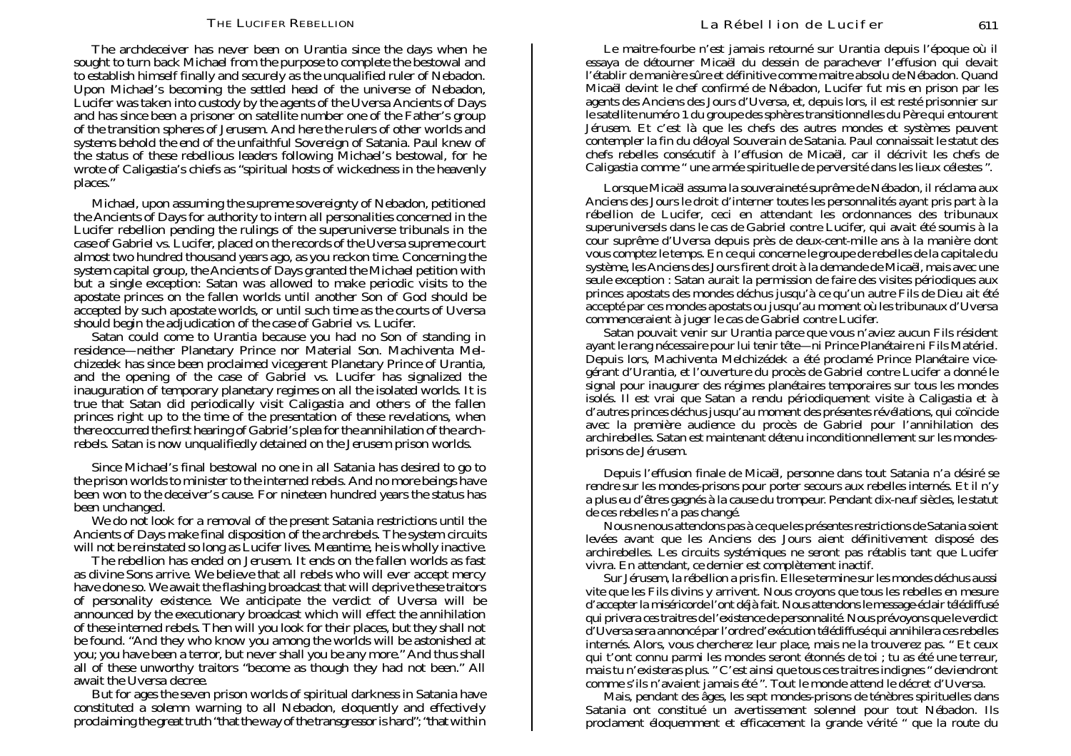The archdeceiver has never been on Urantia since the days when he sought to turn back Michael from the purpose to complete the bestowal and to establish himself finally and securely as the unqualified ruler of Nebadon. Upon Michael's becoming the settled head of the universe of Nebadon, Lucifer was taken into custody by the agents of the Uversa Ancients of Days and has since been a prisoner on satellite number one of the Father's group of the transition spheres of Jerusem. And here the rulers of other worlds and systems behold the end of the unfaithful Sovereign of Satania. Paul knew of the status of these rebellious leaders following Michael's bestowal, for he wrote of Caligastia's chiefs as "spiritual hosts of wickedness in the heavenly places."

Michael, upon assuming the supreme sovereignty of Nebadon, petitioned the Ancients of Days for authority to intern all personalities concerned in the Lucifer rebellion pending the rulings of the superuniverse tribunals in the case of Gabriel vs. Lucifer, placed on the records of the Uversa supreme court almost two hundred thousand years ago, as you reckon time. Concerning the system capital group, the Ancients of Days granted the Michael petition with but a single exception: Satan was allowed to make periodic visits to the apostate princes on the fallen worlds until another Son of God should be accepted by such apostate worlds, or until such time as the courts of Uversa should begin the adjudication of the case of Gabriel vs. Lucifer.

Satan could come to Urantia because you had no Son of standing in residence—neither Planetary Prince nor Material Son. Machiventa Melchizedek has since been proclaimed vicegerent Planetary Prince of Urantia, and the opening of the case of Gabriel vs. Lucifer has signalized the inauguration of temporary planetary regimes on all the isolated worlds. It is true that Satan did periodically visit Caligastia and others of the fallen princes right up to the time of the presentation of these revelations, when there occurred the first hearing of Gabriel's plea for the annihilation of the archrebels. Satan is now unqualifiedly detained on the Jerusem prison worlds.

Since Michael's final bestowal no one in all Satania has desired to go to the prison worlds to minister to the interned rebels. And no more beings have been won to the deceiver's cause. For nineteen hundred years the status has been unchanged.

We do not look for a removal of the present Satania restrictions until the Ancients of Days make final disposition of the archrebels. The system circuits will not be reinstated so long as Lucifer lives. Meantime, he is wholly inactive.

The rebellion has ended on Jerusem. It ends on the fallen worlds as fast as divine Sons arrive. We believe that all rebels who will ever accept mercy have done so. We await the flashing broadcast that will deprive these traitors of personality existence. We anticipate the verdict of Uversa will be announced by the executionary broadcast which will effect the annihilation of these interned rebels. Then will you look for their places, but they shall not be found. "And they who know you among the worlds will be astonished at you; you have been a terror, but never shall you be any more." And thus shall all of these unworthy traitors "become as though they had not been." All await the Uversa decree.

But for ages the seven prison worlds of spiritual darkness in Satania have constituted a solemn warning to all Nebadon, eloquently and effectively proclaiming the great truth "that the way of the transgressor is hard"; "that within

Le maitre-fourbe n'est jamais retourné sur Urantia depuis l'époque où il essaya de détourner Micaël du dessein de parachever l'effusion qui devait l'établir de manière sûre et définitive comme maitre absolu de Nébadon. Quand Micaël devint le chef confirmé de Nébadon, Lucifer fut mis en prison par les agents des Anciens des Jours d'Uversa, et, depuis lors, il est resté prisonnier sur le satellite numéro 1 du groupe des sphères transitionnelles du Père qui entourent Jérusem. Et c'est là que les chefs des autres mondes et systèmes peuvent contempler la fin du déloyal Souverain de Satania. Paul connaissait le statut des chefs rebelles consécutif à l'effusion de Micaël, car il décrivit les chefs de Caligastia comme " une armée spirituelle de perversité dans les lieux célestes ".

Lorsque Micaël assuma la souveraineté suprême de Nébadon, il réclama aux Anciens des Jours le droit d'interner toutes les personnalités ayant pris part à la rébellion de Lucifer, ceci en attendant les ordonnances des tribunaux superuniversels dans le cas de Gabriel contre Lucifer, qui avait été soumis à la cour suprême d'Uversa depuis près de deux-cent-mille ans à la manière dont vous comptez le temps. En ce qui concerne le groupe de rebelles de la capitale du système, les Anciens des Jours firent droit à la demande de Micaël, mais avec une seule exception : Satan aurait la permission de faire des visites périodiques aux princes apostats des mondes déchus jusqu'à ce qu'un autre Fils de Dieu ait été accepté par ces mondes apostats ou jusqu'au moment où les tribunaux d'Uversa commenceraient à juger le cas de Gabriel contre Lucifer.

Satan pouvait venir sur Urantia parce que vous n'aviez aucun Fils résident ayant le rang nécessaire pour lui tenir tête—ni Prince Planétaire ni Fils Matériel. Depuis lors, Machiventa Melchizédek a été proclamé Prince Planétaire vice-gérant d'Urantia, et l'ouverture du procès de Gabriel contre Lucifer a donné le signal pour inaugurer des régimes planétaires temporaires sur tous les mondes isolés. Il est vrai que Satan a rendu périodiquement visite à Caligastia et à d'autres princes déchus jusqu'au moment des présentes révélations, qui coïncide avec la première audience du procès de Gabriel pour l'annihilation des archirebelles. Satan est maintenant détenu inconditionnellement sur les mondes-prisons de Jérusem.

Depuis l'effusion finale de Micaël, personne dans tout Satania n'a désiré se rendre sur les mondes-prisons pour porter secours aux rebelles internés. Et il n'y a plus eu d'êtres gagnés à la cause du trompeur. Pendant dix-neuf siècles, le statut de ces rebelles n'a pas changé.

Nous ne nous attendons pas à ce que les présentes restrictions de Satania soient levées avant que les Anciens des Jours aient définitivement disposé des archirebelles. Les circuits systémiques ne seront pas rétablis tant que Lucifer vivra. En attendant, ce dernier est complètement inactif.

Sur Jérusem, la rébellion a pris fin. Elle se termine sur les mondes déchus aussi vite que les Fils divins y arrivent. Nous croyons que tous les rebelles en mesure d'accepter la miséricorde l'ont déjà fait. Nous attendons le message-éclair télédiffusé qui privera ces traitres de l'existence de personnalité. Nous prévoyons que le verdict d'Uversa sera annoncé par l'ordre d'exécution télédiffusé qui annihilera ces rebelles internés. Alors, vous chercherez leur place, mais ne la trouverez pas. " Et ceux qui t'ont connu parmi les mondes seront étonnés de toi ; tu as été une terreur, mais tu n'existeras plus. " C'est ainsi que tous ces traitres indignes " deviendront comme s'ils n'avaient jamais été ". Tout le monde attend le décret d'Uversa.

Mais, pendant des âges, les sept mondes-prisons de ténèbres spirituelles dans Satania ont constitué un avertissement solennel pour tout Nébadon. Ils proclament éloquemment et efficacement la grande vérité " que la route du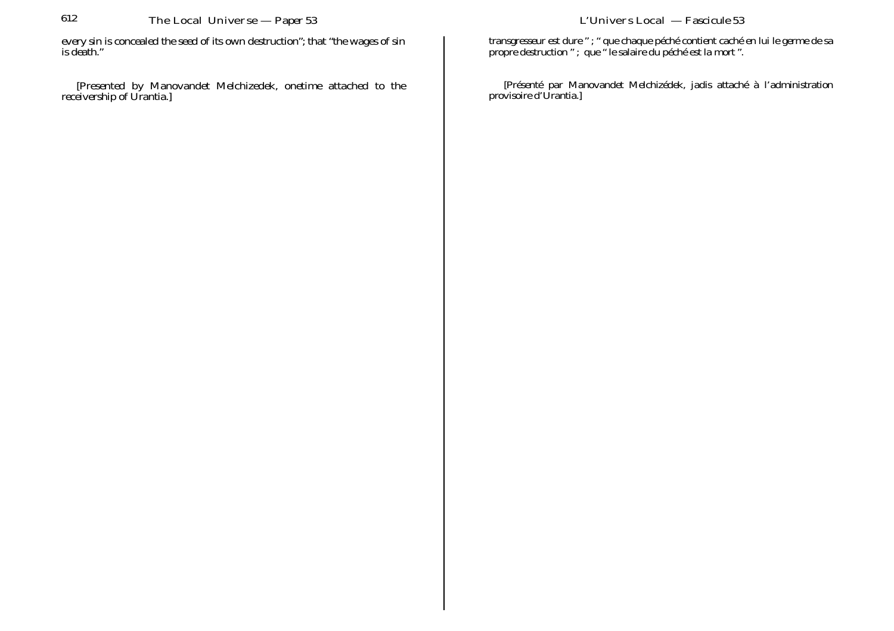every sin is concealed the seed of its own destruction”; that “the wages of sin is death.”

[Presented by Manovandet Melchizedek, onetime attached to the receivership of Urantia.]

transgresseur est dure ” ; “ que chaque péché contient caché en lui le germe de sa propre destruction ” ; que “ le salaire du péché est la mort ”.

[Présenté par Manovandet Melchizédek, jadis attaché à l’administration provisoire d’Urantia.]